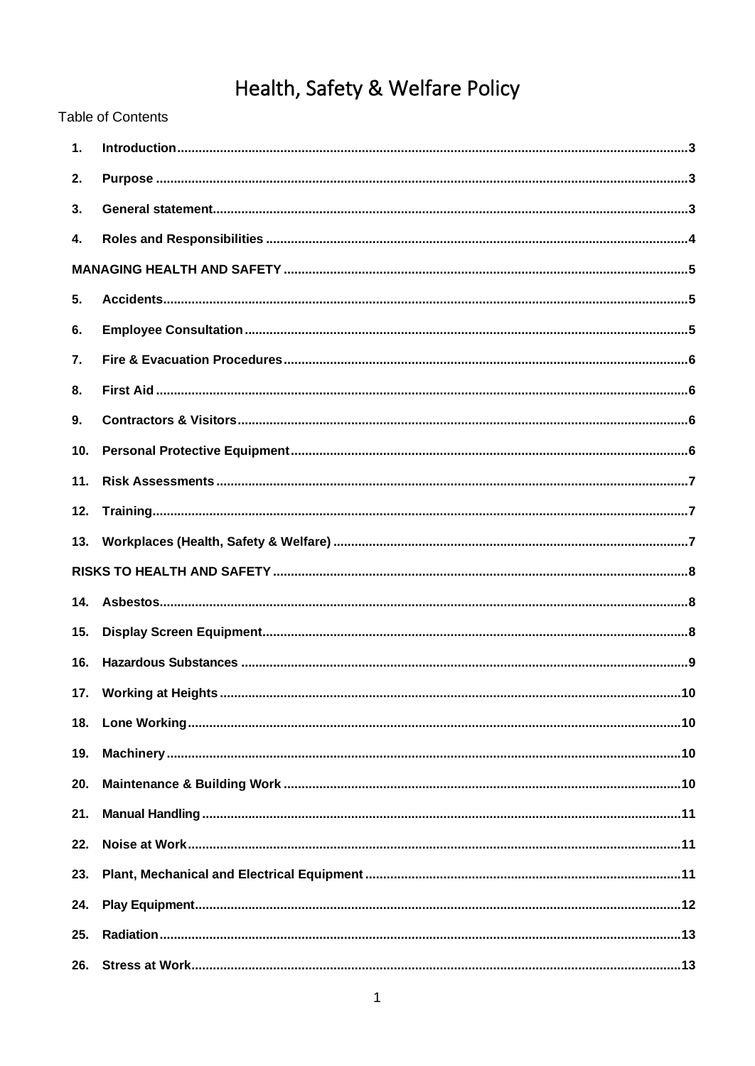# Health, Safety & Welfare Policy

Table of Contents

1. **Introduction** ........ 3
2. **Purpose** ........ 3
3. **General statement** ........ 3
4. **Roles and Responsibilities** ........ 4

**MANAGING HEALTH AND SAFETY** ........ 5

5. **Accidents** ........ 5
6. **Employee Consultation** ........ 5
7. **Fire & Evacuation Procedures** ........ 6
8. **First Aid** ........ 6
9. **Contractors & Visitors** ........ 6
10. **Personal Protective Equipment** ........ 6
11. **Risk Assessments** ........ 7
12. **Training** ........ 7
13. **Workplaces (Health, Safety & Welfare)** ........ 7

**RISKS TO HEALTH AND SAFETY** ........ 8

14. **Asbestos** ........ 8
15. **Display Screen Equipment** ........ 8
16. **Hazardous Substances** ........ 9
17. **Working at Heights** ........ 10
18. **Lone Working** ........ 10
19. **Machinery** ........ 10
20. **Maintenance & Building Work** ........ 10
21. **Manual Handling** ........ 11
22. **Noise at Work** ........ 11
23. **Plant, Mechanical and Electrical Equipment** ........ 11
24. **Play Equipment** ........ 12
25. **Radiation** ........ 13
26. **Stress at Work** ........ 13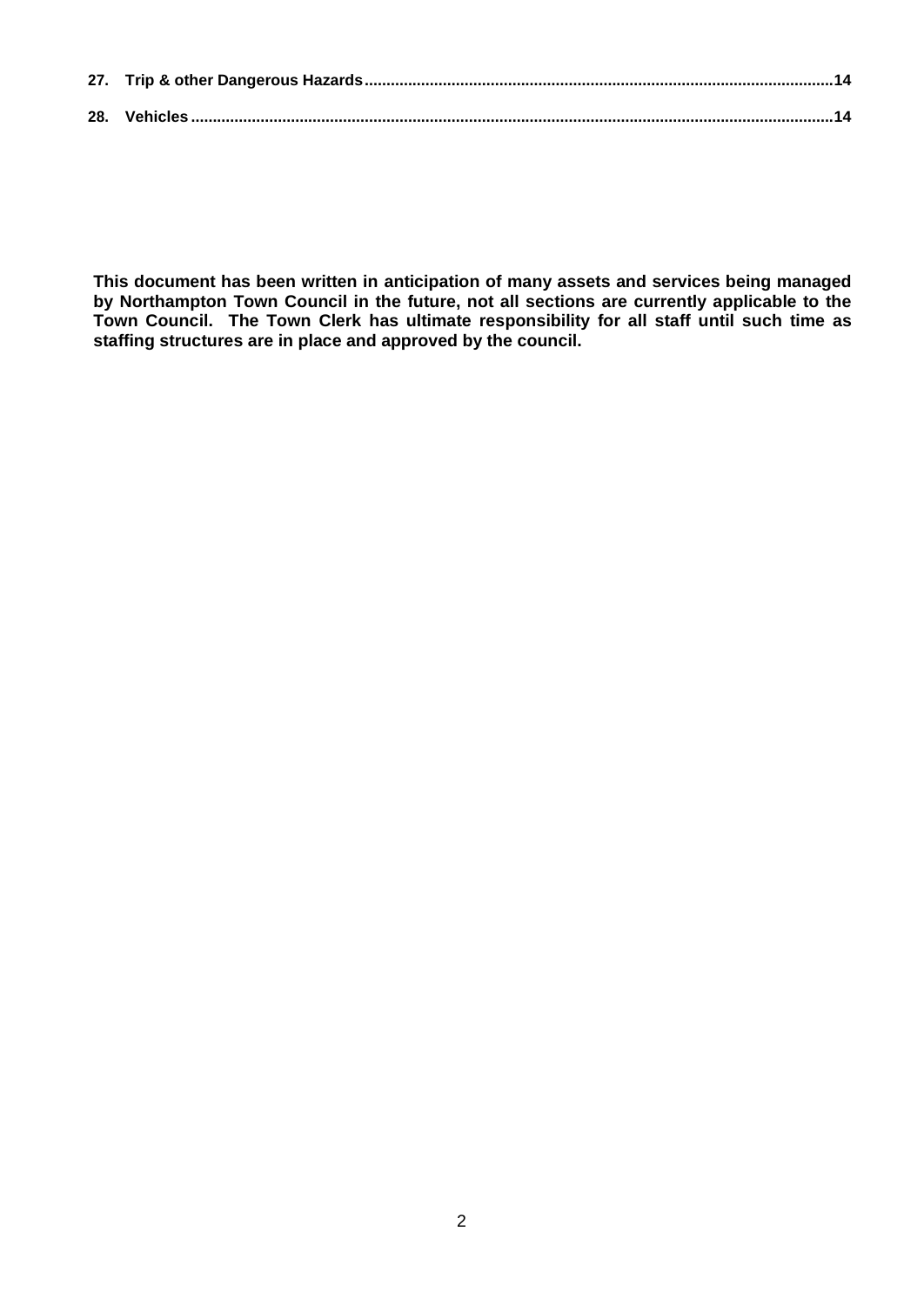**27. Trip & other Dangerous Hazards ........................................................................................................ 14**

**28. Vehicles ................................................................................................................................................ 14**

**This document has been written in anticipation of many assets and services being managed by Northampton Town Council in the future, not all sections are currently applicable to the Town Council. The Town Clerk has ultimate responsibility for all staff until such time as staffing structures are in place and approved by the council.**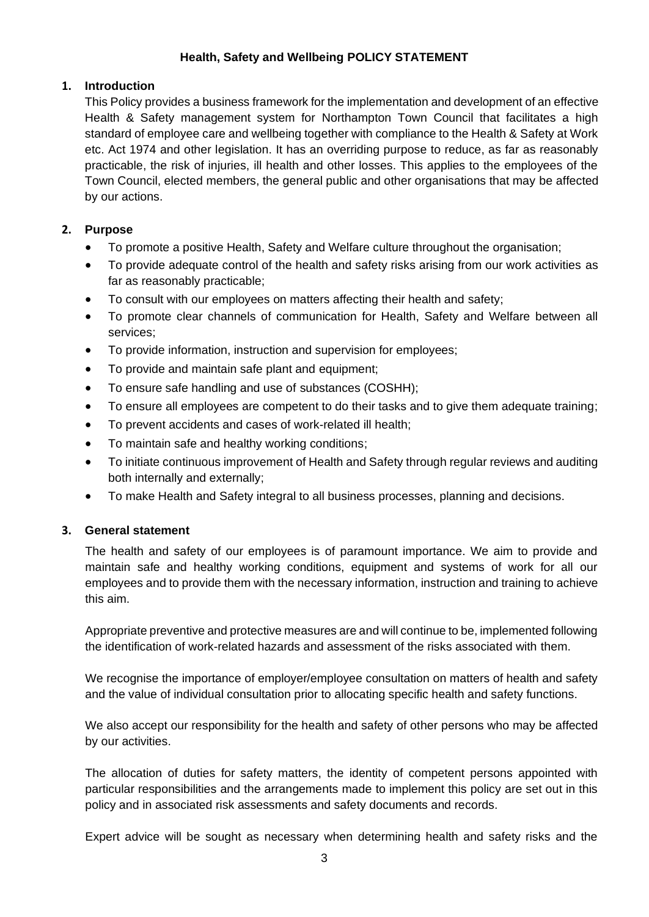**Health, Safety and Wellbeing POLICY STATEMENT**

## 1. Introduction

This Policy provides a business framework for the implementation and development of an effective Health & Safety management system for Northampton Town Council that facilitates a high standard of employee care and wellbeing together with compliance to the Health & Safety at Work etc. Act 1974 and other legislation. It has an overriding purpose to reduce, as far as reasonably practicable, the risk of injuries, ill health and other losses. This applies to the employees of the Town Council, elected members, the general public and other organisations that may be affected by our actions.

## 2. Purpose

- To promote a positive Health, Safety and Welfare culture throughout the organisation;
- To provide adequate control of the health and safety risks arising from our work activities as far as reasonably practicable;
- To consult with our employees on matters affecting their health and safety;
- To promote clear channels of communication for Health, Safety and Welfare between all services;
- To provide information, instruction and supervision for employees;
- To provide and maintain safe plant and equipment;
- To ensure safe handling and use of substances (COSHH);
- To ensure all employees are competent to do their tasks and to give them adequate training;
- To prevent accidents and cases of work-related ill health;
- To maintain safe and healthy working conditions;
- To initiate continuous improvement of Health and Safety through regular reviews and auditing both internally and externally;
- To make Health and Safety integral to all business processes, planning and decisions.

## 3. General statement

The health and safety of our employees is of paramount importance. We aim to provide and maintain safe and healthy working conditions, equipment and systems of work for all our employees and to provide them with the necessary information, instruction and training to achieve this aim.

Appropriate preventive and protective measures are and will continue to be, implemented following the identification of work-related hazards and assessment of the risks associated with them.

We recognise the importance of employer/employee consultation on matters of health and safety and the value of individual consultation prior to allocating specific health and safety functions.

We also accept our responsibility for the health and safety of other persons who may be affected by our activities.

The allocation of duties for safety matters, the identity of competent persons appointed with particular responsibilities and the arrangements made to implement this policy are set out in this policy and in associated risk assessments and safety documents and records.

Expert advice will be sought as necessary when determining health and safety risks and the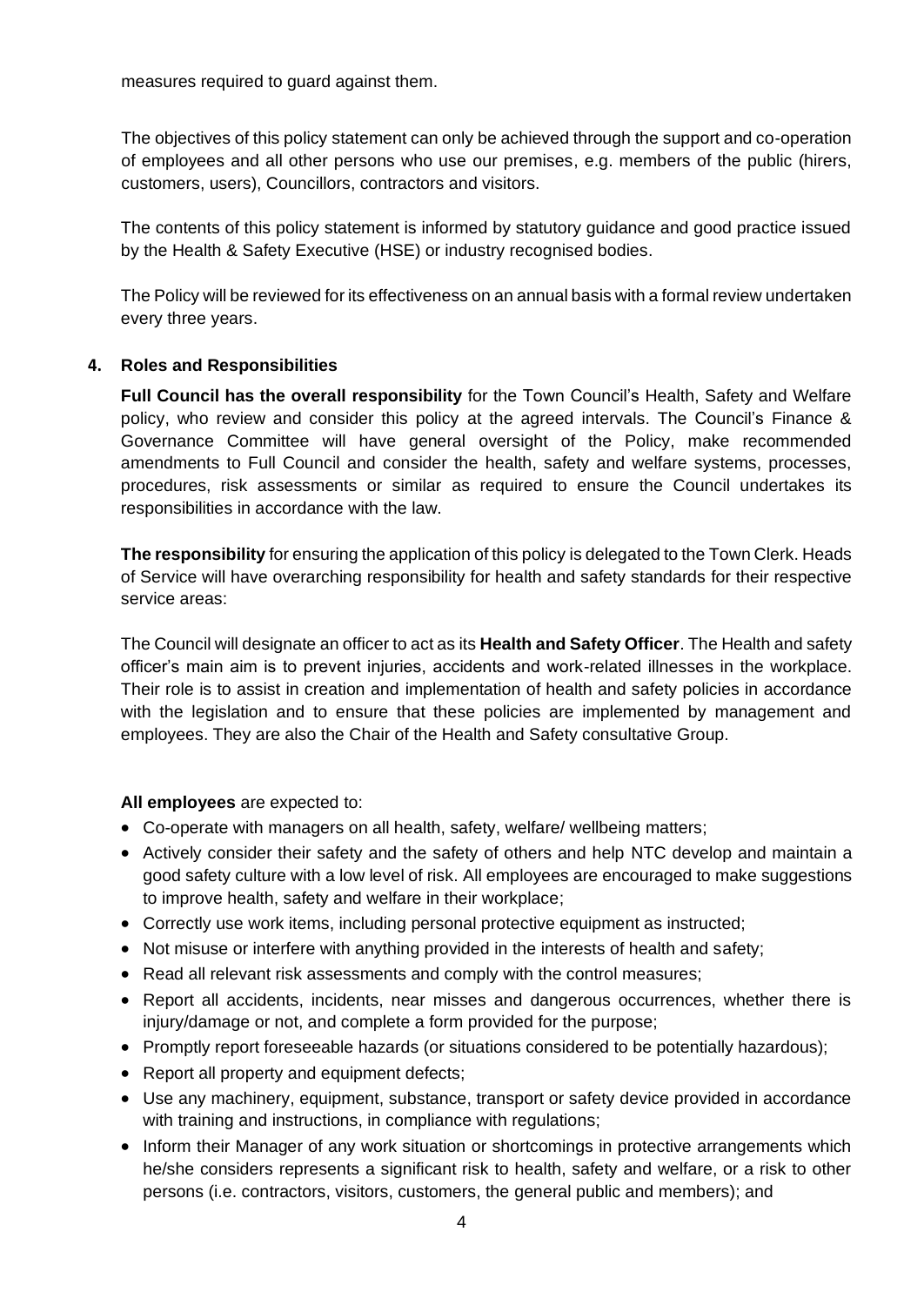measures required to guard against them.

The objectives of this policy statement can only be achieved through the support and co-operation of employees and all other persons who use our premises, e.g. members of the public (hirers, customers, users), Councillors, contractors and visitors.

The contents of this policy statement is informed by statutory guidance and good practice issued by the Health & Safety Executive (HSE) or industry recognised bodies.

The Policy will be reviewed for its effectiveness on an annual basis with a formal review undertaken every three years.

## 4. Roles and Responsibilities

**Full Council has the overall responsibility** for the Town Council's Health, Safety and Welfare policy, who review and consider this policy at the agreed intervals. The Council's Finance & Governance Committee will have general oversight of the Policy, make recommended amendments to Full Council and consider the health, safety and welfare systems, processes, procedures, risk assessments or similar as required to ensure the Council undertakes its responsibilities in accordance with the law.

**The responsibility** for ensuring the application of this policy is delegated to the Town Clerk. Heads of Service will have overarching responsibility for health and safety standards for their respective service areas:

The Council will designate an officer to act as its **Health and Safety Officer**. The Health and safety officer's main aim is to prevent injuries, accidents and work-related illnesses in the workplace. Their role is to assist in creation and implementation of health and safety policies in accordance with the legislation and to ensure that these policies are implemented by management and employees. They are also the Chair of the Health and Safety consultative Group.

**All employees** are expected to:

- Co-operate with managers on all health, safety, welfare/ wellbeing matters;
- Actively consider their safety and the safety of others and help NTC develop and maintain a good safety culture with a low level of risk. All employees are encouraged to make suggestions to improve health, safety and welfare in their workplace;
- Correctly use work items, including personal protective equipment as instructed;
- Not misuse or interfere with anything provided in the interests of health and safety;
- Read all relevant risk assessments and comply with the control measures;
- Report all accidents, incidents, near misses and dangerous occurrences, whether there is injury/damage or not, and complete a form provided for the purpose;
- Promptly report foreseeable hazards (or situations considered to be potentially hazardous);
- Report all property and equipment defects;
- Use any machinery, equipment, substance, transport or safety device provided in accordance with training and instructions, in compliance with regulations;
- Inform their Manager of any work situation or shortcomings in protective arrangements which he/she considers represents a significant risk to health, safety and welfare, or a risk to other persons (i.e. contractors, visitors, customers, the general public and members); and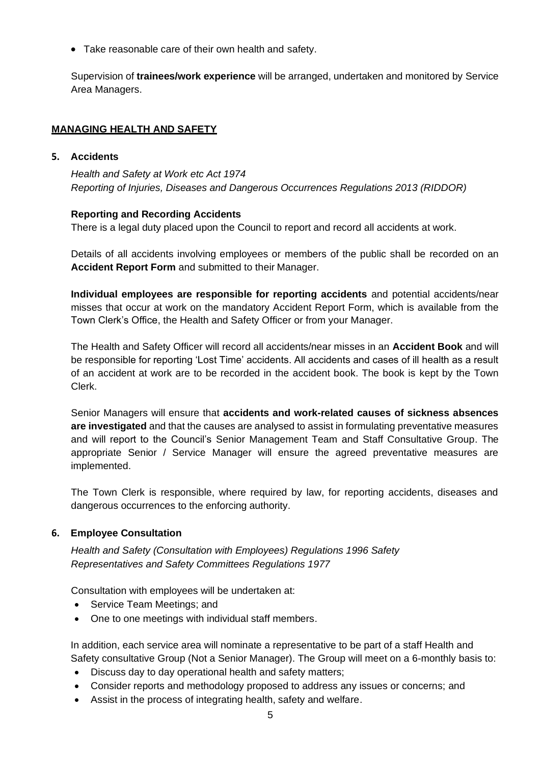- Take reasonable care of their own health and safety.

Supervision of **trainees/work experience** will be arranged, undertaken and monitored by Service Area Managers.

## MANAGING HEALTH AND SAFETY

### 5. Accidents

*Health and Safety at Work etc Act 1974*
*Reporting of Injuries, Diseases and Dangerous Occurrences Regulations 2013 (RIDDOR)*

**Reporting and Recording Accidents**

There is a legal duty placed upon the Council to report and record all accidents at work.

Details of all accidents involving employees or members of the public shall be recorded on an **Accident Report Form** and submitted to their Manager.

**Individual employees are responsible for reporting accidents** and potential accidents/near misses that occur at work on the mandatory Accident Report Form, which is available from the Town Clerk's Office, the Health and Safety Officer or from your Manager.

The Health and Safety Officer will record all accidents/near misses in an **Accident Book** and will be responsible for reporting 'Lost Time' accidents. All accidents and cases of ill health as a result of an accident at work are to be recorded in the accident book. The book is kept by the Town Clerk.

Senior Managers will ensure that **accidents and work-related causes of sickness absences are investigated** and that the causes are analysed to assist in formulating preventative measures and will report to the Council's Senior Management Team and Staff Consultative Group. The appropriate Senior / Service Manager will ensure the agreed preventative measures are implemented.

The Town Clerk is responsible, where required by law, for reporting accidents, diseases and dangerous occurrences to the enforcing authority.

### 6. Employee Consultation

*Health and Safety (Consultation with Employees) Regulations 1996 Safety Representatives and Safety Committees Regulations 1977*

Consultation with employees will be undertaken at:

- Service Team Meetings; and
- One to one meetings with individual staff members.

In addition, each service area will nominate a representative to be part of a staff Health and Safety consultative Group (Not a Senior Manager). The Group will meet on a 6-monthly basis to:

- Discuss day to day operational health and safety matters;
- Consider reports and methodology proposed to address any issues or concerns; and
- Assist in the process of integrating health, safety and welfare.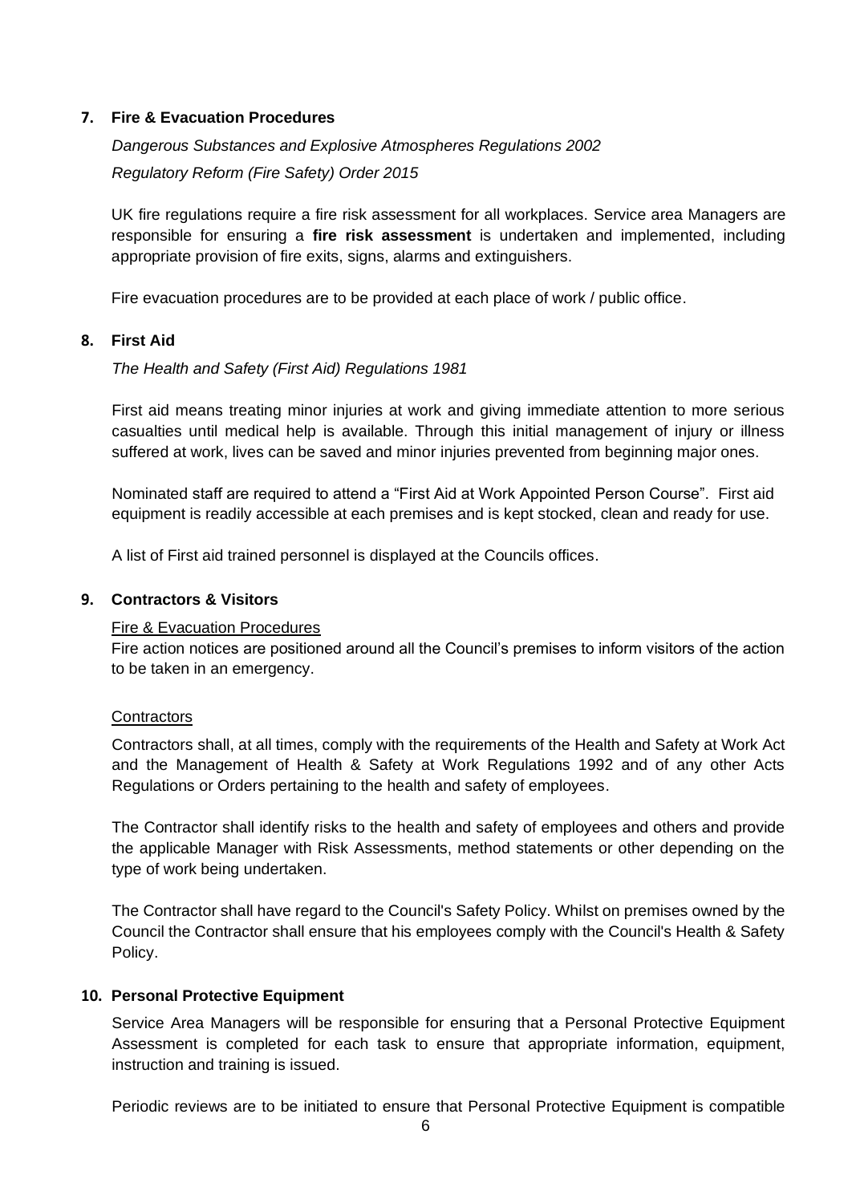## 7. Fire & Evacuation Procedures

*Dangerous Substances and Explosive Atmospheres Regulations 2002*

*Regulatory Reform (Fire Safety) Order 2015*

UK fire regulations require a fire risk assessment for all workplaces. Service area Managers are responsible for ensuring a **fire risk assessment** is undertaken and implemented, including appropriate provision of fire exits, signs, alarms and extinguishers.

Fire evacuation procedures are to be provided at each place of work / public office.

## 8. First Aid

*The Health and Safety (First Aid) Regulations 1981*

First aid means treating minor injuries at work and giving immediate attention to more serious casualties until medical help is available. Through this initial management of injury or illness suffered at work, lives can be saved and minor injuries prevented from beginning major ones.

Nominated staff are required to attend a "First Aid at Work Appointed Person Course". First aid equipment is readily accessible at each premises and is kept stocked, clean and ready for use.

A list of First aid trained personnel is displayed at the Councils offices.

## 9. Contractors & Visitors

<u>Fire & Evacuation Procedures</u>

Fire action notices are positioned around all the Council's premises to inform visitors of the action to be taken in an emergency.

<u>Contractors</u>

Contractors shall, at all times, comply with the requirements of the Health and Safety at Work Act and the Management of Health & Safety at Work Regulations 1992 and of any other Acts Regulations or Orders pertaining to the health and safety of employees.

The Contractor shall identify risks to the health and safety of employees and others and provide the applicable Manager with Risk Assessments, method statements or other depending on the type of work being undertaken.

The Contractor shall have regard to the Council's Safety Policy. Whilst on premises owned by the Council the Contractor shall ensure that his employees comply with the Council's Health & Safety Policy.

## 10. Personal Protective Equipment

Service Area Managers will be responsible for ensuring that a Personal Protective Equipment Assessment is completed for each task to ensure that appropriate information, equipment, instruction and training is issued.

Periodic reviews are to be initiated to ensure that Personal Protective Equipment is compatible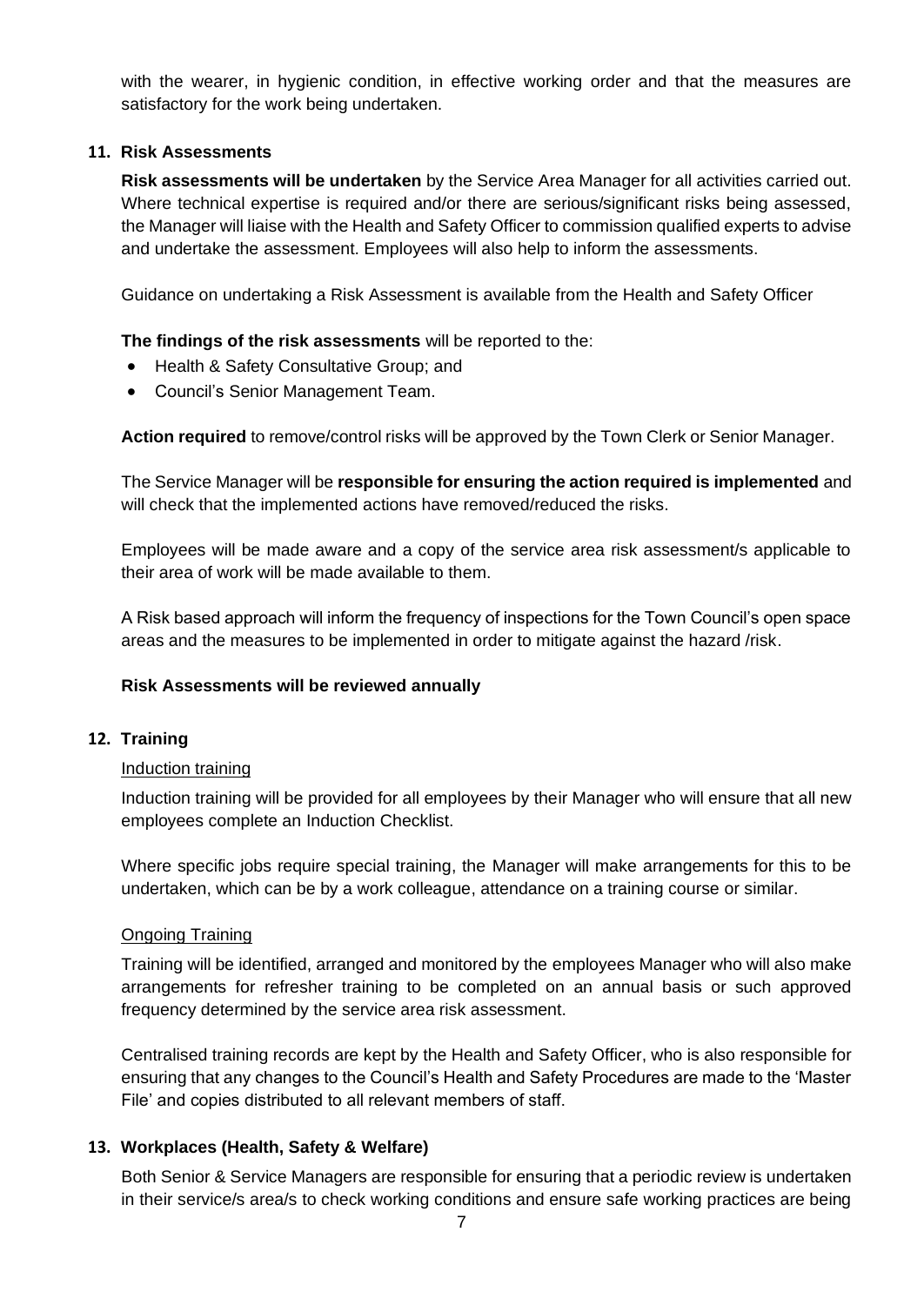with the wearer, in hygienic condition, in effective working order and that the measures are satisfactory for the work being undertaken.

## 11. Risk Assessments

**Risk assessments will be undertaken** by the Service Area Manager for all activities carried out. Where technical expertise is required and/or there are serious/significant risks being assessed, the Manager will liaise with the Health and Safety Officer to commission qualified experts to advise and undertake the assessment. Employees will also help to inform the assessments.

Guidance on undertaking a Risk Assessment is available from the Health and Safety Officer

**The findings of the risk assessments** will be reported to the:

- Health & Safety Consultative Group; and
- Council's Senior Management Team.

**Action required** to remove/control risks will be approved by the Town Clerk or Senior Manager.

The Service Manager will be **responsible for ensuring the action required is implemented** and will check that the implemented actions have removed/reduced the risks.

Employees will be made aware and a copy of the service area risk assessment/s applicable to their area of work will be made available to them.

A Risk based approach will inform the frequency of inspections for the Town Council's open space areas and the measures to be implemented in order to mitigate against the hazard /risk.

**Risk Assessments will be reviewed annually**

## 12. Training

### Induction training

Induction training will be provided for all employees by their Manager who will ensure that all new employees complete an Induction Checklist.

Where specific jobs require special training, the Manager will make arrangements for this to be undertaken, which can be by a work colleague, attendance on a training course or similar.

### Ongoing Training

Training will be identified, arranged and monitored by the employees Manager who will also make arrangements for refresher training to be completed on an annual basis or such approved frequency determined by the service area risk assessment.

Centralised training records are kept by the Health and Safety Officer, who is also responsible for ensuring that any changes to the Council's Health and Safety Procedures are made to the 'Master File' and copies distributed to all relevant members of staff.

## 13. Workplaces (Health, Safety & Welfare)

Both Senior & Service Managers are responsible for ensuring that a periodic review is undertaken in their service/s area/s to check working conditions and ensure safe working practices are being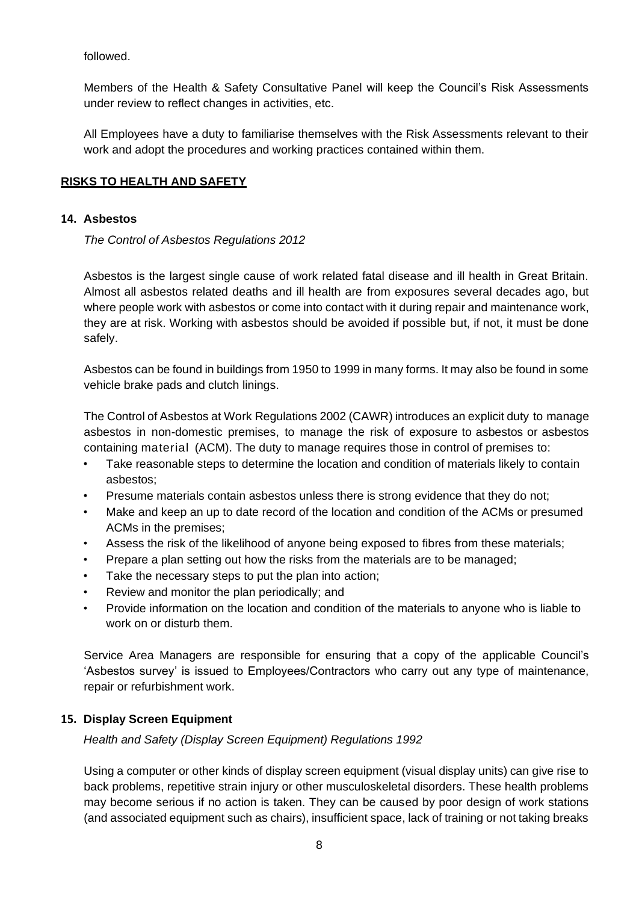followed.

Members of the Health & Safety Consultative Panel will keep the Council's Risk Assessments under review to reflect changes in activities, etc.

All Employees have a duty to familiarise themselves with the Risk Assessments relevant to their work and adopt the procedures and working practices contained within them.

## RISKS TO HEALTH AND SAFETY

### 14. Asbestos

*The Control of Asbestos Regulations 2012*

Asbestos is the largest single cause of work related fatal disease and ill health in Great Britain. Almost all asbestos related deaths and ill health are from exposures several decades ago, but where people work with asbestos or come into contact with it during repair and maintenance work, they are at risk. Working with asbestos should be avoided if possible but, if not, it must be done safely.

Asbestos can be found in buildings from 1950 to 1999 in many forms. It may also be found in some vehicle brake pads and clutch linings.

The Control of Asbestos at Work Regulations 2002 (CAWR) introduces an explicit duty to manage asbestos in non-domestic premises, to manage the risk of exposure to asbestos or asbestos containing material (ACM). The duty to manage requires those in control of premises to:

- Take reasonable steps to determine the location and condition of materials likely to contain asbestos;
- Presume materials contain asbestos unless there is strong evidence that they do not;
- Make and keep an up to date record of the location and condition of the ACMs or presumed ACMs in the premises;
- Assess the risk of the likelihood of anyone being exposed to fibres from these materials;
- Prepare a plan setting out how the risks from the materials are to be managed;
- Take the necessary steps to put the plan into action;
- Review and monitor the plan periodically; and
- Provide information on the location and condition of the materials to anyone who is liable to work on or disturb them.

Service Area Managers are responsible for ensuring that a copy of the applicable Council's 'Asbestos survey' is issued to Employees/Contractors who carry out any type of maintenance, repair or refurbishment work.

### 15. Display Screen Equipment

*Health and Safety (Display Screen Equipment) Regulations 1992*

Using a computer or other kinds of display screen equipment (visual display units) can give rise to back problems, repetitive strain injury or other musculoskeletal disorders. These health problems may become serious if no action is taken. They can be caused by poor design of work stations (and associated equipment such as chairs), insufficient space, lack of training or not taking breaks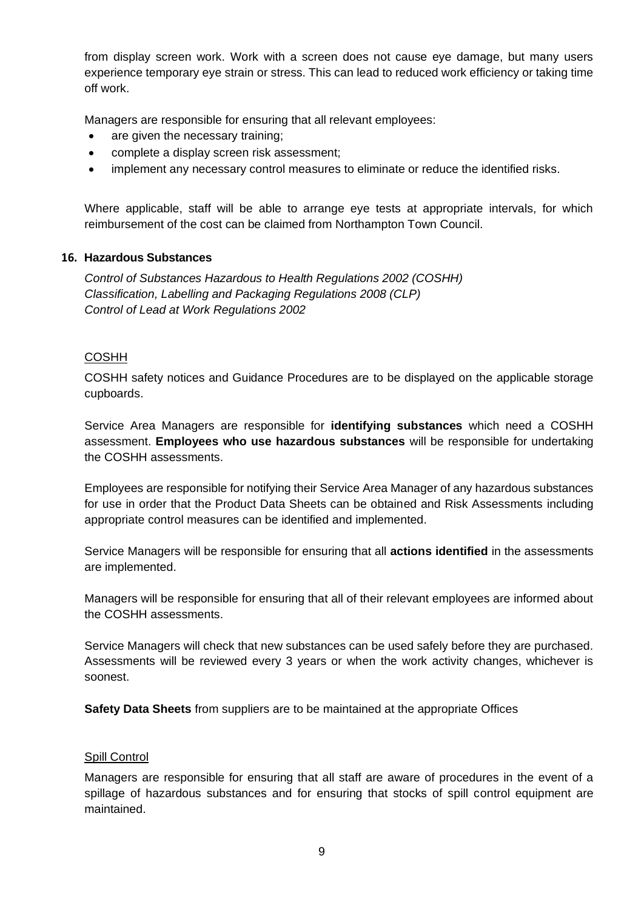from display screen work. Work with a screen does not cause eye damage, but many users experience temporary eye strain or stress. This can lead to reduced work efficiency or taking time off work.

Managers are responsible for ensuring that all relevant employees:

- are given the necessary training;
- complete a display screen risk assessment;
- implement any necessary control measures to eliminate or reduce the identified risks.

Where applicable, staff will be able to arrange eye tests at appropriate intervals, for which reimbursement of the cost can be claimed from Northampton Town Council.

### 16. Hazardous Substances

*Control of Substances Hazardous to Health Regulations 2002 (COSHH)*
*Classification, Labelling and Packaging Regulations 2008 (CLP)*
*Control of Lead at Work Regulations 2002*

#### COSHH

COSHH safety notices and Guidance Procedures are to be displayed on the applicable storage cupboards.

Service Area Managers are responsible for **identifying substances** which need a COSHH assessment. **Employees who use hazardous substances** will be responsible for undertaking the COSHH assessments.

Employees are responsible for notifying their Service Area Manager of any hazardous substances for use in order that the Product Data Sheets can be obtained and Risk Assessments including appropriate control measures can be identified and implemented.

Service Managers will be responsible for ensuring that all **actions identified** in the assessments are implemented.

Managers will be responsible for ensuring that all of their relevant employees are informed about the COSHH assessments.

Service Managers will check that new substances can be used safely before they are purchased. Assessments will be reviewed every 3 years or when the work activity changes, whichever is soonest.

**Safety Data Sheets** from suppliers are to be maintained at the appropriate Offices

#### Spill Control

Managers are responsible for ensuring that all staff are aware of procedures in the event of a spillage of hazardous substances and for ensuring that stocks of spill control equipment are maintained.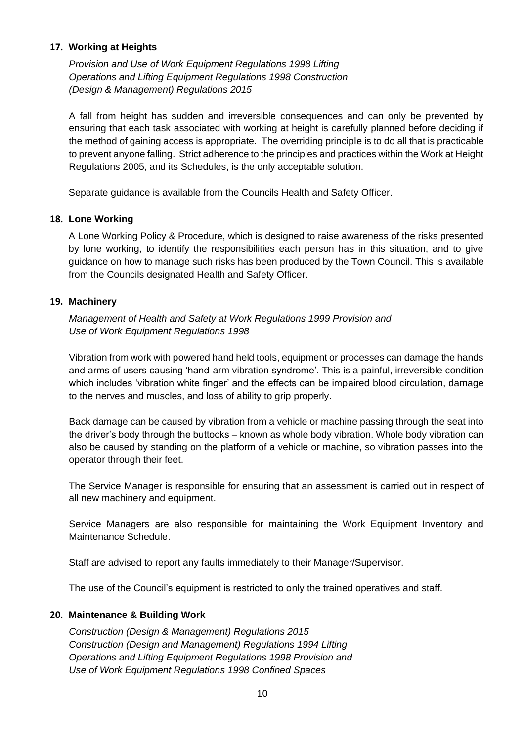## 17. Working at Heights

*Provision and Use of Work Equipment Regulations 1998 Lifting Operations and Lifting Equipment Regulations 1998 Construction (Design & Management) Regulations 2015*

A fall from height has sudden and irreversible consequences and can only be prevented by ensuring that each task associated with working at height is carefully planned before deciding if the method of gaining access is appropriate. The overriding principle is to do all that is practicable to prevent anyone falling. Strict adherence to the principles and practices within the Work at Height Regulations 2005, and its Schedules, is the only acceptable solution.

Separate guidance is available from the Councils Health and Safety Officer.

## 18. Lone Working

A Lone Working Policy & Procedure, which is designed to raise awareness of the risks presented by lone working, to identify the responsibilities each person has in this situation, and to give guidance on how to manage such risks has been produced by the Town Council. This is available from the Councils designated Health and Safety Officer.

## 19. Machinery

*Management of Health and Safety at Work Regulations 1999 Provision and Use of Work Equipment Regulations 1998*

Vibration from work with powered hand held tools, equipment or processes can damage the hands and arms of users causing 'hand-arm vibration syndrome'. This is a painful, irreversible condition which includes 'vibration white finger' and the effects can be impaired blood circulation, damage to the nerves and muscles, and loss of ability to grip properly.

Back damage can be caused by vibration from a vehicle or machine passing through the seat into the driver's body through the buttocks – known as whole body vibration. Whole body vibration can also be caused by standing on the platform of a vehicle or machine, so vibration passes into the operator through their feet.

The Service Manager is responsible for ensuring that an assessment is carried out in respect of all new machinery and equipment.

Service Managers are also responsible for maintaining the Work Equipment Inventory and Maintenance Schedule.

Staff are advised to report any faults immediately to their Manager/Supervisor.

The use of the Council's equipment is restricted to only the trained operatives and staff.

## 20. Maintenance & Building Work

*Construction (Design & Management) Regulations 2015 Construction (Design and Management) Regulations 1994 Lifting Operations and Lifting Equipment Regulations 1998 Provision and Use of Work Equipment Regulations 1998 Confined Spaces*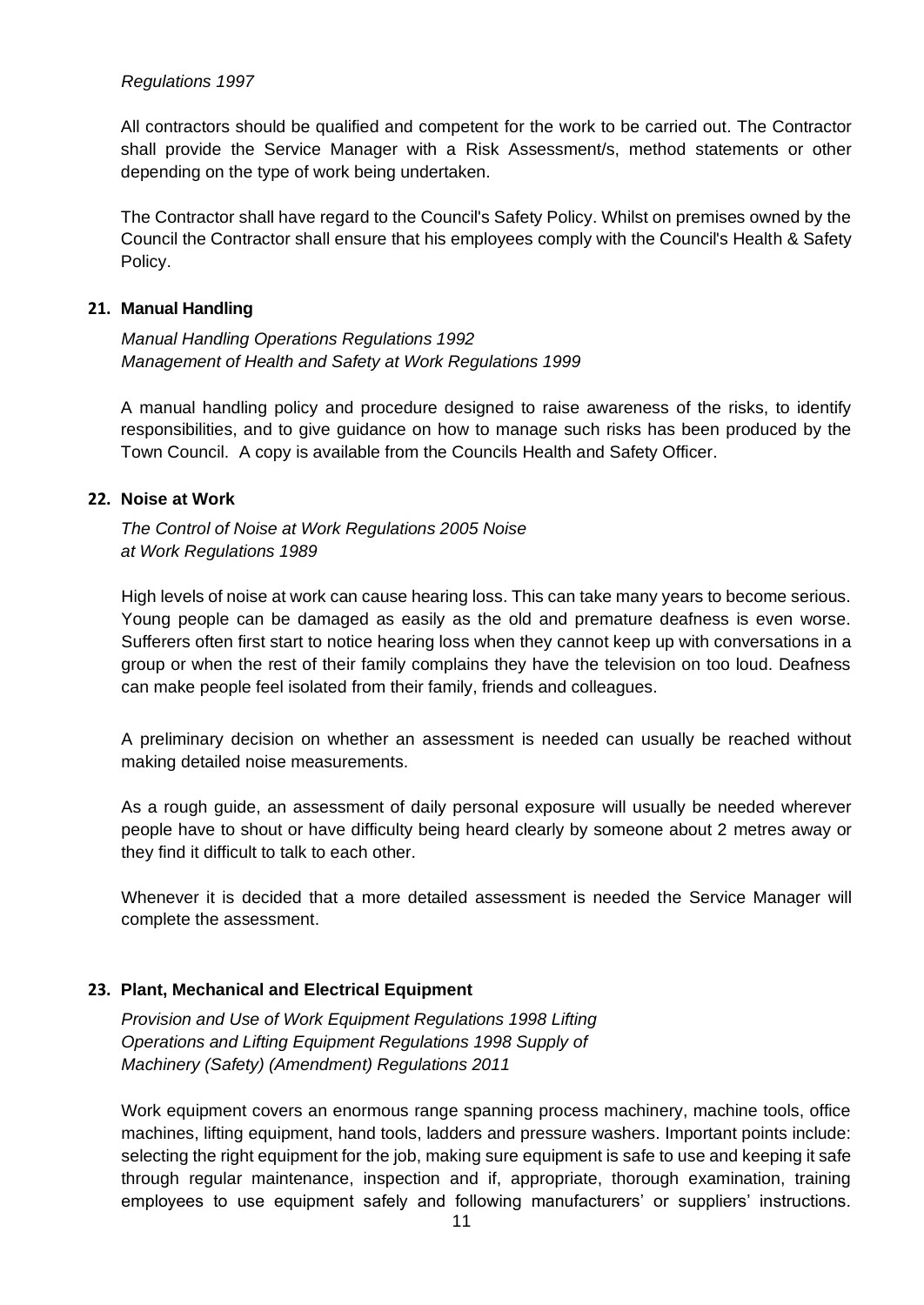*Regulations 1997*

All contractors should be qualified and competent for the work to be carried out. The Contractor shall provide the Service Manager with a Risk Assessment/s, method statements or other depending on the type of work being undertaken.

The Contractor shall have regard to the Council's Safety Policy. Whilst on premises owned by the Council the Contractor shall ensure that his employees comply with the Council's Health & Safety Policy.

## 21. Manual Handling

*Manual Handling Operations Regulations 1992*
*Management of Health and Safety at Work Regulations 1999*

A manual handling policy and procedure designed to raise awareness of the risks, to identify responsibilities, and to give guidance on how to manage such risks has been produced by the Town Council. A copy is available from the Councils Health and Safety Officer.

## 22. Noise at Work

*The Control of Noise at Work Regulations 2005 Noise at Work Regulations 1989*

High levels of noise at work can cause hearing loss. This can take many years to become serious. Young people can be damaged as easily as the old and premature deafness is even worse. Sufferers often first start to notice hearing loss when they cannot keep up with conversations in a group or when the rest of their family complains they have the television on too loud. Deafness can make people feel isolated from their family, friends and colleagues.

A preliminary decision on whether an assessment is needed can usually be reached without making detailed noise measurements.

As a rough guide, an assessment of daily personal exposure will usually be needed wherever people have to shout or have difficulty being heard clearly by someone about 2 metres away or they find it difficult to talk to each other.

Whenever it is decided that a more detailed assessment is needed the Service Manager will complete the assessment.

## 23. Plant, Mechanical and Electrical Equipment

*Provision and Use of Work Equipment Regulations 1998 Lifting Operations and Lifting Equipment Regulations 1998 Supply of Machinery (Safety) (Amendment) Regulations 2011*

Work equipment covers an enormous range spanning process machinery, machine tools, office machines, lifting equipment, hand tools, ladders and pressure washers. Important points include: selecting the right equipment for the job, making sure equipment is safe to use and keeping it safe through regular maintenance, inspection and if, appropriate, thorough examination, training employees to use equipment safely and following manufacturers' or suppliers' instructions.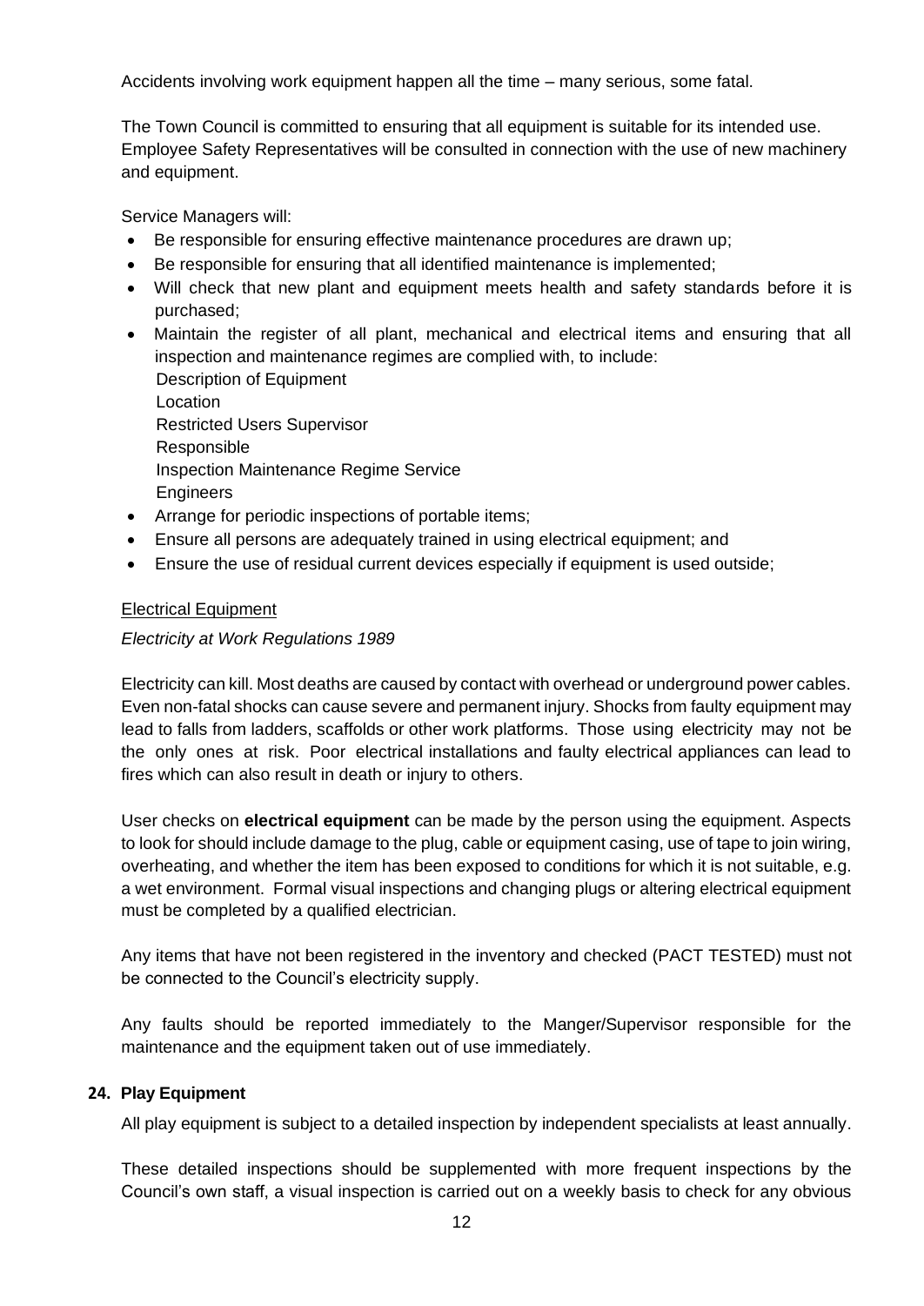Accidents involving work equipment happen all the time – many serious, some fatal.

The Town Council is committed to ensuring that all equipment is suitable for its intended use. Employee Safety Representatives will be consulted in connection with the use of new machinery and equipment.

Service Managers will:

- Be responsible for ensuring effective maintenance procedures are drawn up;
- Be responsible for ensuring that all identified maintenance is implemented;
- Will check that new plant and equipment meets health and safety standards before it is purchased;
- Maintain the register of all plant, mechanical and electrical items and ensuring that all inspection and maintenance regimes are complied with, to include:
  Description of Equipment
  Location
  Restricted Users Supervisor
  Responsible
  Inspection Maintenance Regime Service
  Engineers
- Arrange for periodic inspections of portable items;
- Ensure all persons are adequately trained in using electrical equipment; and
- Ensure the use of residual current devices especially if equipment is used outside;

Electrical Equipment

*Electricity at Work Regulations 1989*

Electricity can kill. Most deaths are caused by contact with overhead or underground power cables. Even non-fatal shocks can cause severe and permanent injury. Shocks from faulty equipment may lead to falls from ladders, scaffolds or other work platforms. Those using electricity may not be the only ones at risk. Poor electrical installations and faulty electrical appliances can lead to fires which can also result in death or injury to others.

User checks on **electrical equipment** can be made by the person using the equipment. Aspects to look for should include damage to the plug, cable or equipment casing, use of tape to join wiring, overheating, and whether the item has been exposed to conditions for which it is not suitable, e.g. a wet environment. Formal visual inspections and changing plugs or altering electrical equipment must be completed by a qualified electrician.

Any items that have not been registered in the inventory and checked (PACT TESTED) must not be connected to the Council's electricity supply.

Any faults should be reported immediately to the Manger/Supervisor responsible for the maintenance and the equipment taken out of use immediately.

## 24. Play Equipment

All play equipment is subject to a detailed inspection by independent specialists at least annually.

These detailed inspections should be supplemented with more frequent inspections by the Council's own staff, a visual inspection is carried out on a weekly basis to check for any obvious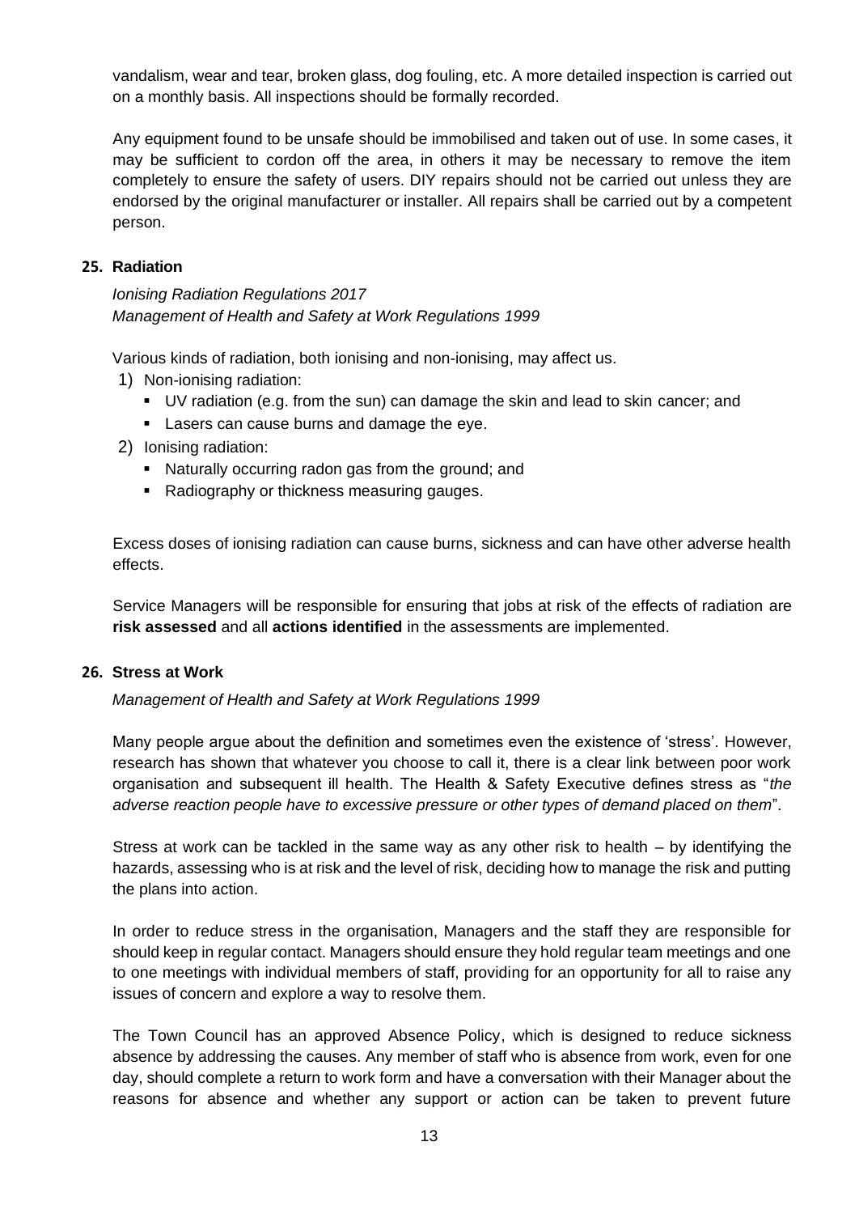vandalism, wear and tear, broken glass, dog fouling, etc. A more detailed inspection is carried out on a monthly basis. All inspections should be formally recorded.

Any equipment found to be unsafe should be immobilised and taken out of use. In some cases, it may be sufficient to cordon off the area, in others it may be necessary to remove the item completely to ensure the safety of users. DIY repairs should not be carried out unless they are endorsed by the original manufacturer or installer. All repairs shall be carried out by a competent person.

## 25. Radiation

*Ionising Radiation Regulations 2017*
*Management of Health and Safety at Work Regulations 1999*

Various kinds of radiation, both ionising and non-ionising, may affect us.

1) Non-ionising radiation:
   - UV radiation (e.g. from the sun) can damage the skin and lead to skin cancer; and
   - Lasers can cause burns and damage the eye.
2) Ionising radiation:
   - Naturally occurring radon gas from the ground; and
   - Radiography or thickness measuring gauges.

Excess doses of ionising radiation can cause burns, sickness and can have other adverse health effects.

Service Managers will be responsible for ensuring that jobs at risk of the effects of radiation are **risk assessed** and all **actions identified** in the assessments are implemented.

## 26. Stress at Work

*Management of Health and Safety at Work Regulations 1999*

Many people argue about the definition and sometimes even the existence of 'stress'. However, research has shown that whatever you choose to call it, there is a clear link between poor work organisation and subsequent ill health. The Health & Safety Executive defines stress as "*the adverse reaction people have to excessive pressure or other types of demand placed on them*".

Stress at work can be tackled in the same way as any other risk to health – by identifying the hazards, assessing who is at risk and the level of risk, deciding how to manage the risk and putting the plans into action.

In order to reduce stress in the organisation, Managers and the staff they are responsible for should keep in regular contact. Managers should ensure they hold regular team meetings and one to one meetings with individual members of staff, providing for an opportunity for all to raise any issues of concern and explore a way to resolve them.

The Town Council has an approved Absence Policy, which is designed to reduce sickness absence by addressing the causes. Any member of staff who is absence from work, even for one day, should complete a return to work form and have a conversation with their Manager about the reasons for absence and whether any support or action can be taken to prevent future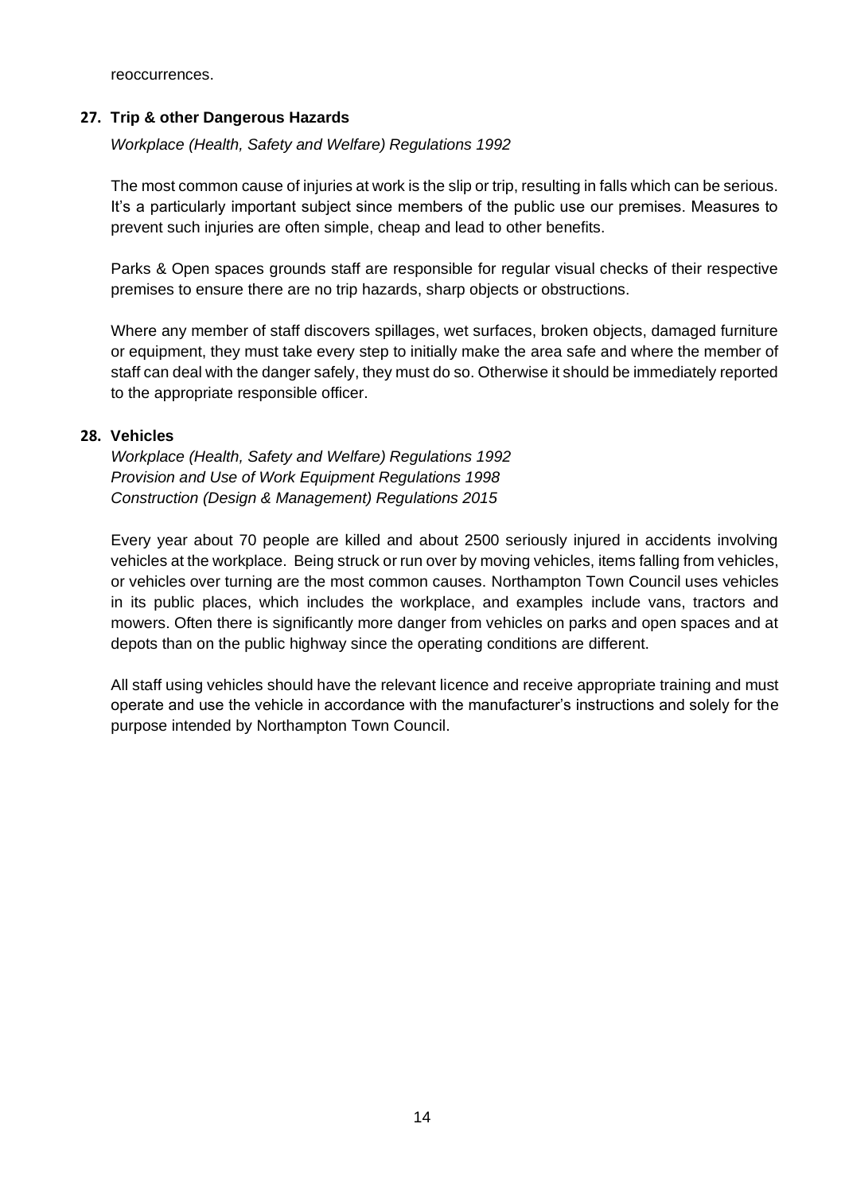reoccurrences.

## 27. Trip & other Dangerous Hazards

*Workplace (Health, Safety and Welfare) Regulations 1992*

The most common cause of injuries at work is the slip or trip, resulting in falls which can be serious. It's a particularly important subject since members of the public use our premises. Measures to prevent such injuries are often simple, cheap and lead to other benefits.

Parks & Open spaces grounds staff are responsible for regular visual checks of their respective premises to ensure there are no trip hazards, sharp objects or obstructions.

Where any member of staff discovers spillages, wet surfaces, broken objects, damaged furniture or equipment, they must take every step to initially make the area safe and where the member of staff can deal with the danger safely, they must do so. Otherwise it should be immediately reported to the appropriate responsible officer.

## 28. Vehicles

*Workplace (Health, Safety and Welfare) Regulations 1992*
*Provision and Use of Work Equipment Regulations 1998*
*Construction (Design & Management) Regulations 2015*

Every year about 70 people are killed and about 2500 seriously injured in accidents involving vehicles at the workplace. Being struck or run over by moving vehicles, items falling from vehicles, or vehicles over turning are the most common causes. Northampton Town Council uses vehicles in its public places, which includes the workplace, and examples include vans, tractors and mowers. Often there is significantly more danger from vehicles on parks and open spaces and at depots than on the public highway since the operating conditions are different.

All staff using vehicles should have the relevant licence and receive appropriate training and must operate and use the vehicle in accordance with the manufacturer's instructions and solely for the purpose intended by Northampton Town Council.